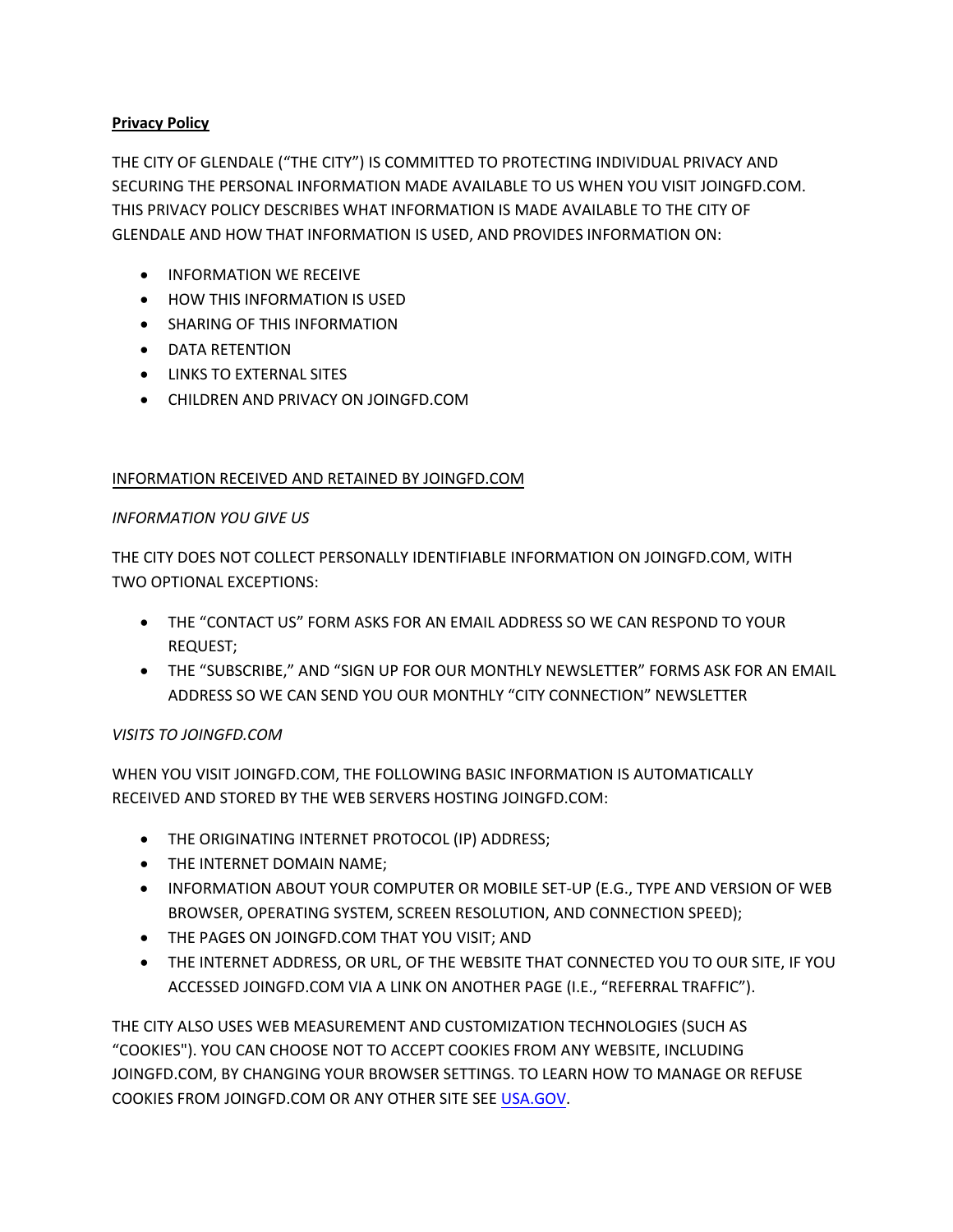**Privacy Policy**

THE CITY OF GLENDALE ("THE CITY") IS COMMITTED TO PROTECTING INDIVIDUAL PRIVACY AND SECURING THE PERSONAL INFORMATION MADE AVAILABLE TO US WHEN YOU VISIT JOINGFD.COM. THIS PRIVACY POLICY DESCRIBES WHAT INFORMATION IS MADE AVAILABLE TO THE CITY OF GLENDALE AND HOW THAT INFORMATION IS USED, AND PROVIDES INFORMATION ON:

- INFORMATION WE RECEIVE
- HOW THIS INFORMATION IS USED
- SHARING OF THIS INFORMATION
- DATA RETENTION
- LINKS TO EXTERNAL SITES
- CHILDREN AND PRIVACY ON JOINGFD.COM

INFORMATION RECEIVED AND RETAINED BY JOINGFD.COM

*INFORMATION YOU GIVE US*

THE CITY DOES NOT COLLECT PERSONALLY IDENTIFIABLE INFORMATION ON JOINGFD.COM, WITH TWO OPTIONAL EXCEPTIONS:

- THE "CONTACT US" FORM ASKS FOR AN EMAIL ADDRESS SO WE CAN RESPOND TO YOUR REQUEST;
- THE "SUBSCRIBE," AND "SIGN UP FOR OUR MONTHLY NEWSLETTER" FORMS ASK FOR AN EMAIL ADDRESS SO WE CAN SEND YOU OUR MONTHLY "CITY CONNECTION" NEWSLETTER

*VISITS TO JOINGFD.COM*

WHEN YOU VISIT JOINGFD.COM, THE FOLLOWING BASIC INFORMATION IS AUTOMATICALLY RECEIVED AND STORED BY THE WEB SERVERS HOSTING JOINGFD.COM:

- THE ORIGINATING INTERNET PROTOCOL (IP) ADDRESS;
- THE INTERNET DOMAIN NAME;
- INFORMATION ABOUT YOUR COMPUTER OR MOBILE SET-UP (E.G., TYPE AND VERSION OF WEB BROWSER, OPERATING SYSTEM, SCREEN RESOLUTION, AND CONNECTION SPEED);
- THE PAGES ON JOINGFD.COM THAT YOU VISIT; AND
- THE INTERNET ADDRESS, OR URL, OF THE WEBSITE THAT CONNECTED YOU TO OUR SITE, IF YOU ACCESSED JOINGFD.COM VIA A LINK ON ANOTHER PAGE (I.E., "REFERRAL TRAFFIC").

THE CITY ALSO USES WEB MEASUREMENT AND CUSTOMIZATION TECHNOLOGIES (SUCH AS "COOKIES"). YOU CAN CHOOSE NOT TO ACCEPT COOKIES FROM ANY WEBSITE, INCLUDING JOINGFD.COM, BY CHANGING YOUR BROWSER SETTINGS. TO LEARN HOW TO MANAGE OR REFUSE COOKIES FROM JOINGFD.COM OR ANY OTHER SITE SEE USA.GOV.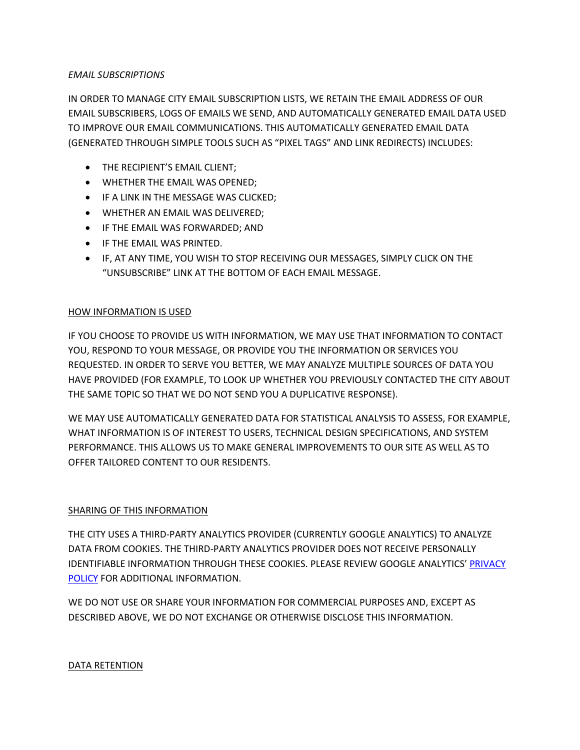*EMAIL SUBSCRIPTIONS*

IN ORDER TO MANAGE CITY EMAIL SUBSCRIPTION LISTS, WE RETAIN THE EMAIL ADDRESS OF OUR EMAIL SUBSCRIBERS, LOGS OF EMAILS WE SEND, AND AUTOMATICALLY GENERATED EMAIL DATA USED TO IMPROVE OUR EMAIL COMMUNICATIONS. THIS AUTOMATICALLY GENERATED EMAIL DATA (GENERATED THROUGH SIMPLE TOOLS SUCH AS "PIXEL TAGS" AND LINK REDIRECTS) INCLUDES:

- THE RECIPIENT'S EMAIL CLIENT;
- WHETHER THE EMAIL WAS OPENED;
- IF A LINK IN THE MESSAGE WAS CLICKED;
- WHETHER AN EMAIL WAS DELIVERED;
- IF THE EMAIL WAS FORWARDED; AND
- IF THE EMAIL WAS PRINTED.
- IF, AT ANY TIME, YOU WISH TO STOP RECEIVING OUR MESSAGES, SIMPLY CLICK ON THE "UNSUBSCRIBE" LINK AT THE BOTTOM OF EACH EMAIL MESSAGE.

<u>HOW INFORMATION IS USED</u>

IF YOU CHOOSE TO PROVIDE US WITH INFORMATION, WE MAY USE THAT INFORMATION TO CONTACT YOU, RESPOND TO YOUR MESSAGE, OR PROVIDE YOU THE INFORMATION OR SERVICES YOU REQUESTED. IN ORDER TO SERVE YOU BETTER, WE MAY ANALYZE MULTIPLE SOURCES OF DATA YOU HAVE PROVIDED (FOR EXAMPLE, TO LOOK UP WHETHER YOU PREVIOUSLY CONTACTED THE CITY ABOUT THE SAME TOPIC SO THAT WE DO NOT SEND YOU A DUPLICATIVE RESPONSE).

WE MAY USE AUTOMATICALLY GENERATED DATA FOR STATISTICAL ANALYSIS TO ASSESS, FOR EXAMPLE, WHAT INFORMATION IS OF INTEREST TO USERS, TECHNICAL DESIGN SPECIFICATIONS, AND SYSTEM PERFORMANCE. THIS ALLOWS US TO MAKE GENERAL IMPROVEMENTS TO OUR SITE AS WELL AS TO OFFER TAILORED CONTENT TO OUR RESIDENTS.

<u>SHARING OF THIS INFORMATION</u>

THE CITY USES A THIRD-PARTY ANALYTICS PROVIDER (CURRENTLY GOOGLE ANALYTICS) TO ANALYZE DATA FROM COOKIES. THE THIRD-PARTY ANALYTICS PROVIDER DOES NOT RECEIVE PERSONALLY IDENTIFIABLE INFORMATION THROUGH THESE COOKIES. PLEASE REVIEW GOOGLE ANALYTICS' PRIVACY POLICY FOR ADDITIONAL INFORMATION.

WE DO NOT USE OR SHARE YOUR INFORMATION FOR COMMERCIAL PURPOSES AND, EXCEPT AS DESCRIBED ABOVE, WE DO NOT EXCHANGE OR OTHERWISE DISCLOSE THIS INFORMATION.

<u>DATA RETENTION</u>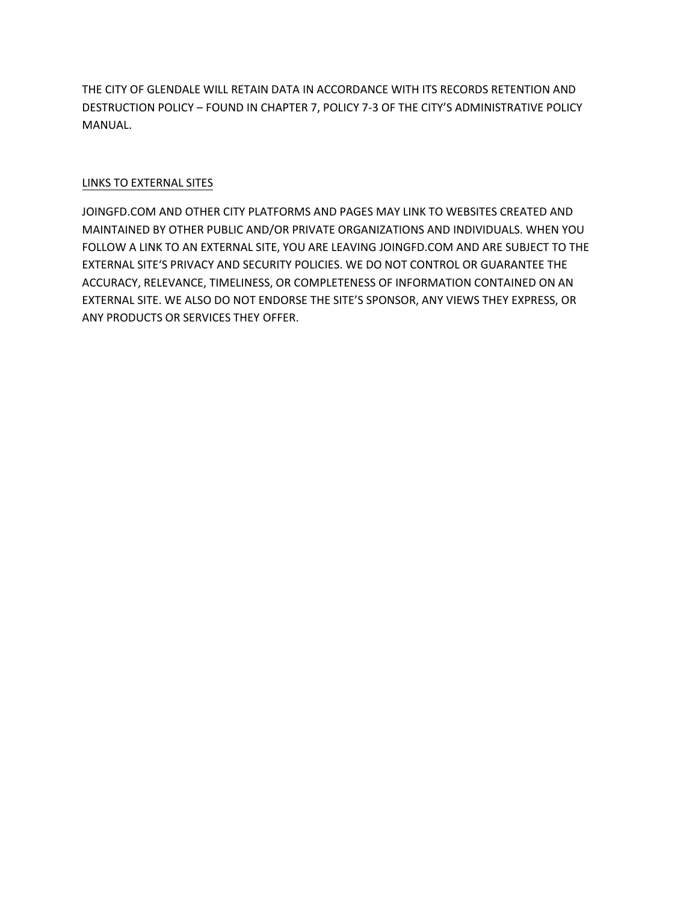THE CITY OF GLENDALE WILL RETAIN DATA IN ACCORDANCE WITH ITS RECORDS RETENTION AND DESTRUCTION POLICY – FOUND IN CHAPTER 7, POLICY 7-3 OF THE CITY'S ADMINISTRATIVE POLICY MANUAL.

## LINKS TO EXTERNAL SITES

JOINGFD.COM AND OTHER CITY PLATFORMS AND PAGES MAY LINK TO WEBSITES CREATED AND MAINTAINED BY OTHER PUBLIC AND/OR PRIVATE ORGANIZATIONS AND INDIVIDUALS. WHEN YOU FOLLOW A LINK TO AN EXTERNAL SITE, YOU ARE LEAVING JOINGFD.COM AND ARE SUBJECT TO THE EXTERNAL SITE'S PRIVACY AND SECURITY POLICIES. WE DO NOT CONTROL OR GUARANTEE THE ACCURACY, RELEVANCE, TIMELINESS, OR COMPLETENESS OF INFORMATION CONTAINED ON AN EXTERNAL SITE. WE ALSO DO NOT ENDORSE THE SITE'S SPONSOR, ANY VIEWS THEY EXPRESS, OR ANY PRODUCTS OR SERVICES THEY OFFER.